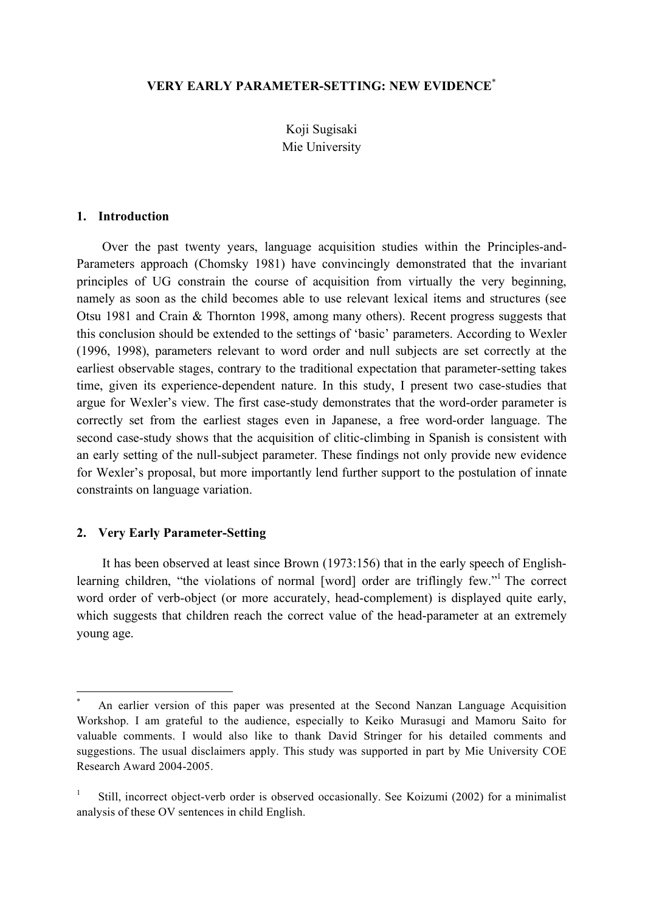# VERY EARLY PARAMETER-SETTING: NEW EVIDENCE[*]

Koji Sugisaki
Mie University

## 1. Introduction

Over the past twenty years, language acquisition studies within the Principles-and-Parameters approach (Chomsky 1981) have convincingly demonstrated that the invariant principles of UG constrain the course of acquisition from virtually the very beginning, namely as soon as the child becomes able to use relevant lexical items and structures (see Otsu 1981 and Crain & Thornton 1998, among many others). Recent progress suggests that this conclusion should be extended to the settings of 'basic' parameters. According to Wexler (1996, 1998), parameters relevant to word order and null subjects are set correctly at the earliest observable stages, contrary to the traditional expectation that parameter-setting takes time, given its experience-dependent nature. In this study, I present two case-studies that argue for Wexler's view. The first case-study demonstrates that the word-order parameter is correctly set from the earliest stages even in Japanese, a free word-order language. The second case-study shows that the acquisition of clitic-climbing in Spanish is consistent with an early setting of the null-subject parameter. These findings not only provide new evidence for Wexler's proposal, but more importantly lend further support to the postulation of innate constraints on language variation.

## 2. Very Early Parameter-Setting

It has been observed at least since Brown (1973:156) that in the early speech of English-learning children, "the violations of normal [word] order are triflingly few."[1] The correct word order of verb-object (or more accurately, head-complement) is displayed quite early, which suggests that children reach the correct value of the head-parameter at an extremely young age.

---

[*] An earlier version of this paper was presented at the Second Nanzan Language Acquisition Workshop. I am grateful to the audience, especially to Keiko Murasugi and Mamoru Saito for valuable comments. I would also like to thank David Stringer for his detailed comments and suggestions. The usual disclaimers apply. This study was supported in part by Mie University COE Research Award 2004-2005.

[1] Still, incorrect object-verb order is observed occasionally. See Koizumi (2002) for a minimalist analysis of these OV sentences in child English.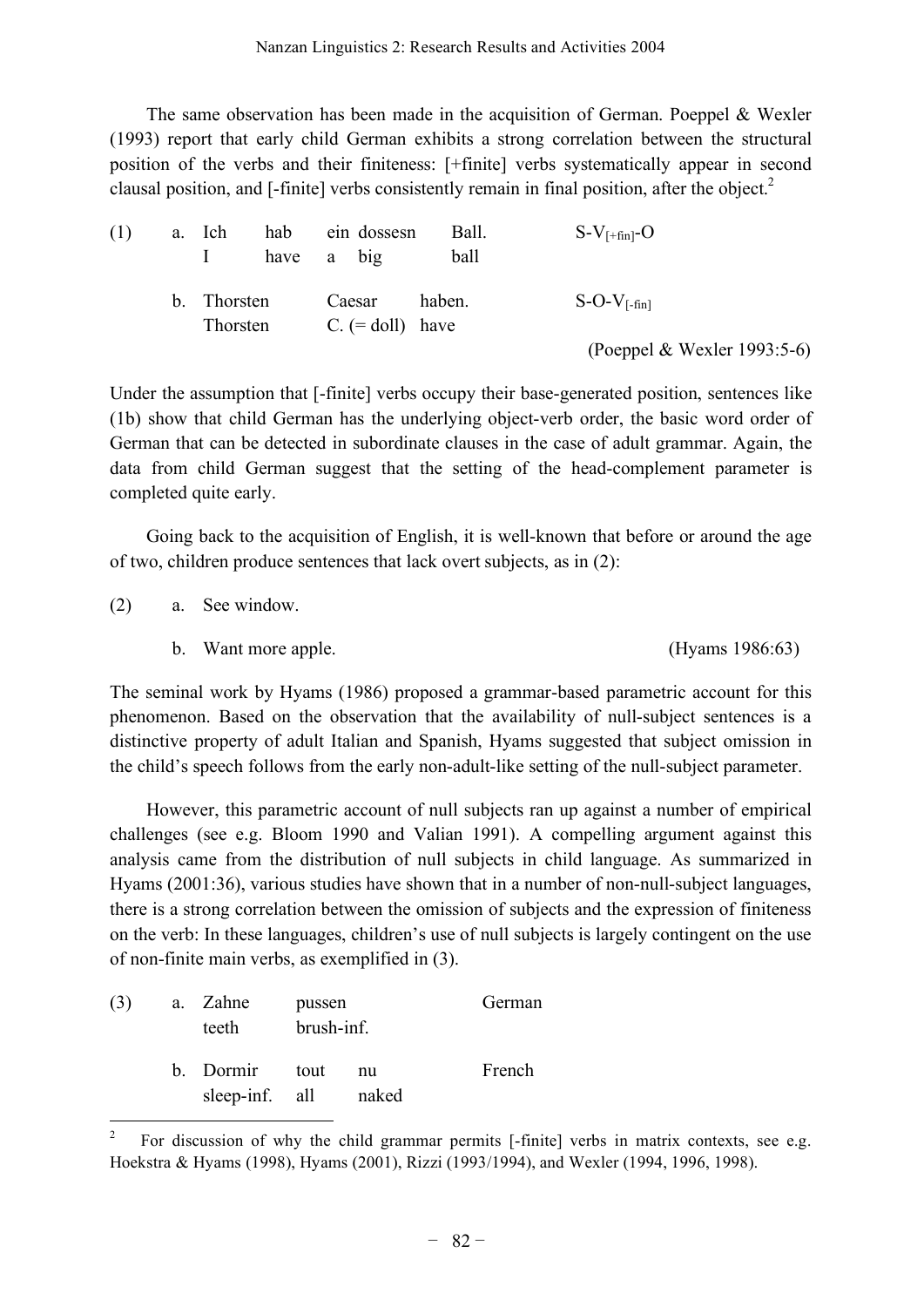The same observation has been made in the acquisition of German. Poeppel & Wexler (1993) report that early child German exhibits a strong correlation between the structural position of the verbs and their finiteness: [+finite] verbs systematically appear in second clausal position, and [-finite] verbs consistently remain in final position, after the object.[2]

(1) a. Ich hab ein dossesn Ball. &nbsp;&nbsp;&nbsp;&nbsp; S-$V_{[+fin]}$-O
&nbsp;&nbsp;&nbsp;&nbsp;&nbsp;&nbsp;&nbsp; I have a big ball

&nbsp;&nbsp;&nbsp;&nbsp; b. Thorsten Caesar haben. &nbsp;&nbsp;&nbsp;&nbsp; S-O-$V_{[-fin]}$
&nbsp;&nbsp;&nbsp;&nbsp;&nbsp;&nbsp;&nbsp; Thorsten C. (= doll) have

(Poeppel & Wexler 1993:5-6)

Under the assumption that [-finite] verbs occupy their base-generated position, sentences like (1b) show that child German has the underlying object-verb order, the basic word order of German that can be detected in subordinate clauses in the case of adult grammar. Again, the data from child German suggest that the setting of the head-complement parameter is completed quite early.

Going back to the acquisition of English, it is well-known that before or around the age of two, children produce sentences that lack overt subjects, as in (2):

(2) a. See window.

&nbsp;&nbsp;&nbsp;&nbsp; b. Want more apple. (Hyams 1986:63)

The seminal work by Hyams (1986) proposed a grammar-based parametric account for this phenomenon. Based on the observation that the availability of null-subject sentences is a distinctive property of adult Italian and Spanish, Hyams suggested that subject omission in the child's speech follows from the early non-adult-like setting of the null-subject parameter.

However, this parametric account of null subjects ran up against a number of empirical challenges (see e.g. Bloom 1990 and Valian 1991). A compelling argument against this analysis came from the distribution of null subjects in child language. As summarized in Hyams (2001:36), various studies have shown that in a number of non-null-subject languages, there is a strong correlation between the omission of subjects and the expression of finiteness on the verb: In these languages, children's use of null subjects is largely contingent on the use of non-finite main verbs, as exemplified in (3).

(3) a. Zahne pussen &nbsp;&nbsp;&nbsp;&nbsp; German
&nbsp;&nbsp;&nbsp;&nbsp;&nbsp;&nbsp;&nbsp; teeth brush-inf.

&nbsp;&nbsp;&nbsp;&nbsp; b. Dormir tout nu &nbsp;&nbsp;&nbsp;&nbsp; French
&nbsp;&nbsp;&nbsp;&nbsp;&nbsp;&nbsp;&nbsp; sleep-inf. all naked

---

[2] For discussion of why the child grammar permits [-finite] verbs in matrix contexts, see e.g. Hoekstra & Hyams (1998), Hyams (2001), Rizzi (1993/1994), and Wexler (1994, 1996, 1998).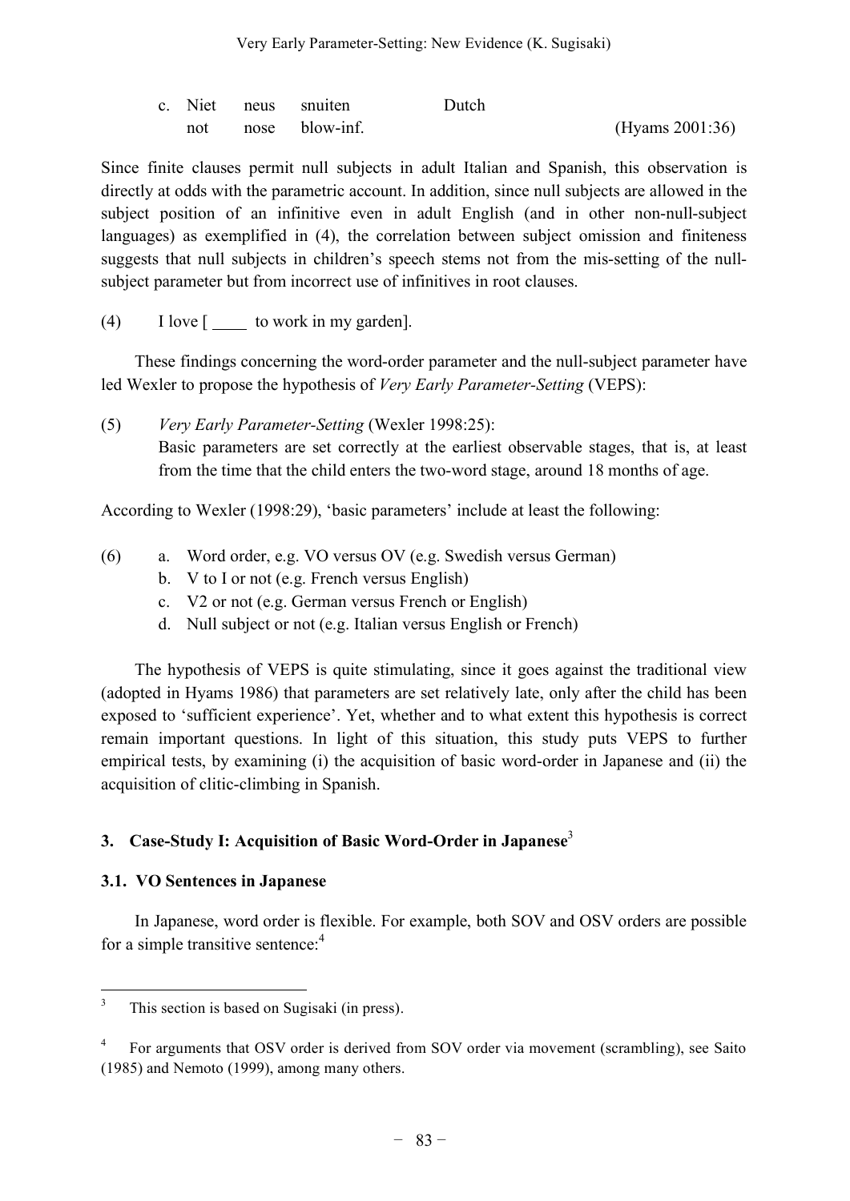c. Niet neus snuiten Dutch
   not nose blow-inf. (Hyams 2001:36)

Since finite clauses permit null subjects in adult Italian and Spanish, this observation is directly at odds with the parametric account. In addition, since null subjects are allowed in the subject position of an infinitive even in adult English (and in other non-null-subject languages) as exemplified in (4), the correlation between subject omission and finiteness suggests that null subjects in children's speech stems not from the mis-setting of the null-subject parameter but from incorrect use of infinitives in root clauses.

(4) I love [ ____ to work in my garden].

These findings concerning the word-order parameter and the null-subject parameter have led Wexler to propose the hypothesis of *Very Early Parameter-Setting* (VEPS):

(5) *Very Early Parameter-Setting* (Wexler 1998:25):
Basic parameters are set correctly at the earliest observable stages, that is, at least from the time that the child enters the two-word stage, around 18 months of age.

According to Wexler (1998:29), 'basic parameters' include at least the following:

(6) a. Word order, e.g. VO versus OV (e.g. Swedish versus German)
b. V to I or not (e.g. French versus English)
c. V2 or not (e.g. German versus French or English)
d. Null subject or not (e.g. Italian versus English or French)

The hypothesis of VEPS is quite stimulating, since it goes against the traditional view (adopted in Hyams 1986) that parameters are set relatively late, only after the child has been exposed to 'sufficient experience'. Yet, whether and to what extent this hypothesis is correct remain important questions. In light of this situation, this study puts VEPS to further empirical tests, by examining (i) the acquisition of basic word-order in Japanese and (ii) the acquisition of clitic-climbing in Spanish.

## 3. Case-Study I: Acquisition of Basic Word-Order in Japanese[3]

### 3.1. VO Sentences in Japanese

In Japanese, word order is flexible. For example, both SOV and OSV orders are possible for a simple transitive sentence:[4]

---

[3] This section is based on Sugisaki (in press).

[4] For arguments that OSV order is derived from SOV order via movement (scrambling), see Saito (1985) and Nemoto (1999), among many others.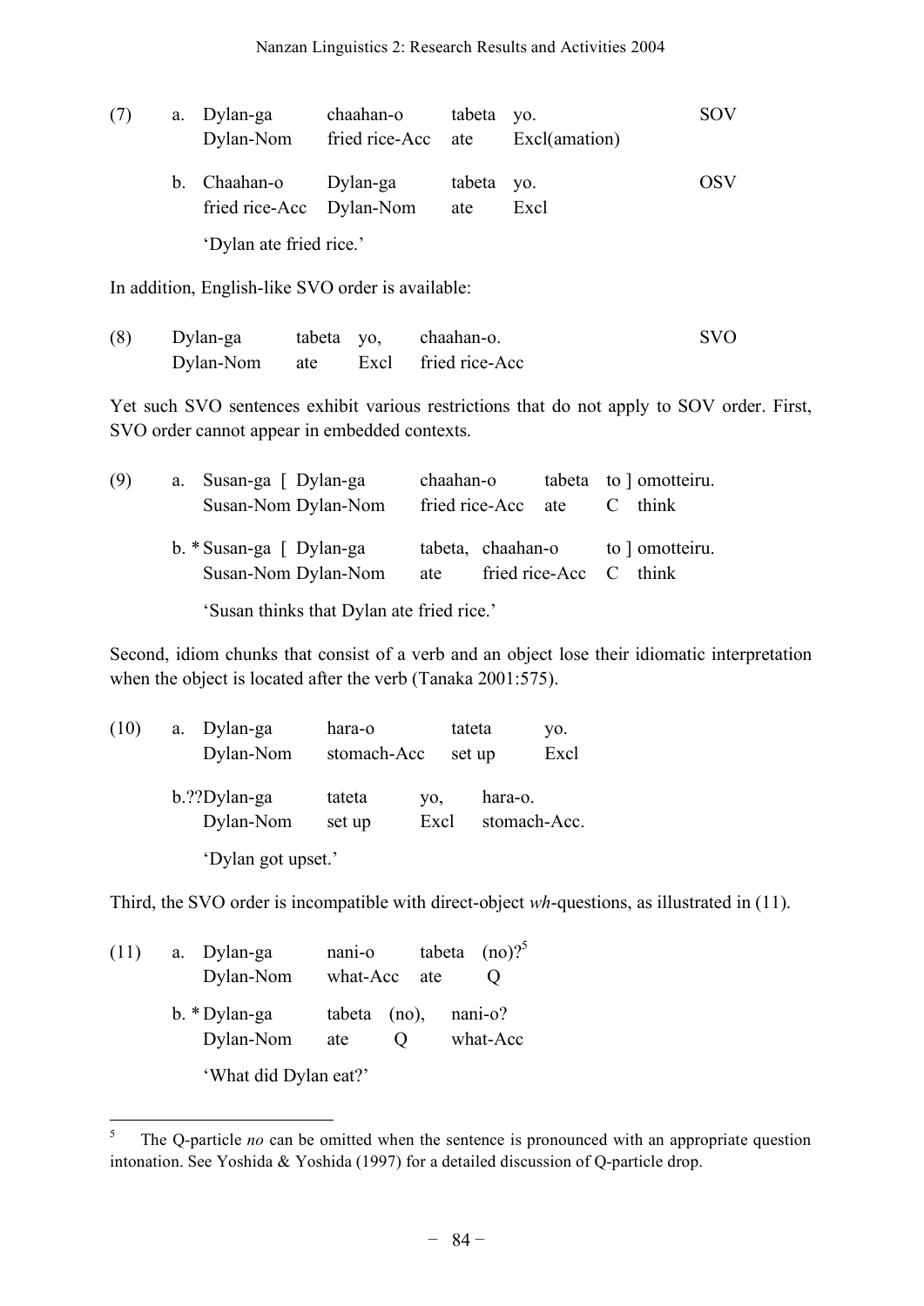(7) a. Dylan-ga chaahan-o tabeta yo. SOV
  Dylan-Nom fried rice-Acc ate Excl(amation)

 b. Chaahan-o Dylan-ga tabeta yo. OSV
  fried rice-Acc Dylan-Nom ate Excl

  'Dylan ate fried rice.'

In addition, English-like SVO order is available:

(8) Dylan-ga tabeta yo, chaahan-o. SVO
  Dylan-Nom ate Excl fried rice-Acc

Yet such SVO sentences exhibit various restrictions that do not apply to SOV order. First, SVO order cannot appear in embedded contexts.

(9) a. Susan-ga [ Dylan-ga chaahan-o tabeta to ] omotteiru.
  Susan-Nom Dylan-Nom fried rice-Acc ate C think

 b. * Susan-ga [ Dylan-ga tabeta, chaahan-o to ] omotteiru.
  Susan-Nom Dylan-Nom ate fried rice-Acc C think

  'Susan thinks that Dylan ate fried rice.'

Second, idiom chunks that consist of a verb and an object lose their idiomatic interpretation when the object is located after the verb (Tanaka 2001:575).

(10) a. Dylan-ga hara-o tateta yo.
  Dylan-Nom stomach-Acc set up Excl

 b.??Dylan-ga tateta yo, hara-o.
  Dylan-Nom set up Excl stomach-Acc.

  'Dylan got upset.'

Third, the SVO order is incompatible with direct-object *wh*-questions, as illustrated in (11).

(11) a. Dylan-ga nani-o tabeta (no)?[5]
  Dylan-Nom what-Acc ate Q

 b. * Dylan-ga tabeta (no), nani-o?
  Dylan-Nom ate Q what-Acc

  'What did Dylan eat?'

---

[5] The Q-particle *no* can be omitted when the sentence is pronounced with an appropriate question intonation. See Yoshida & Yoshida (1997) for a detailed discussion of Q-particle drop.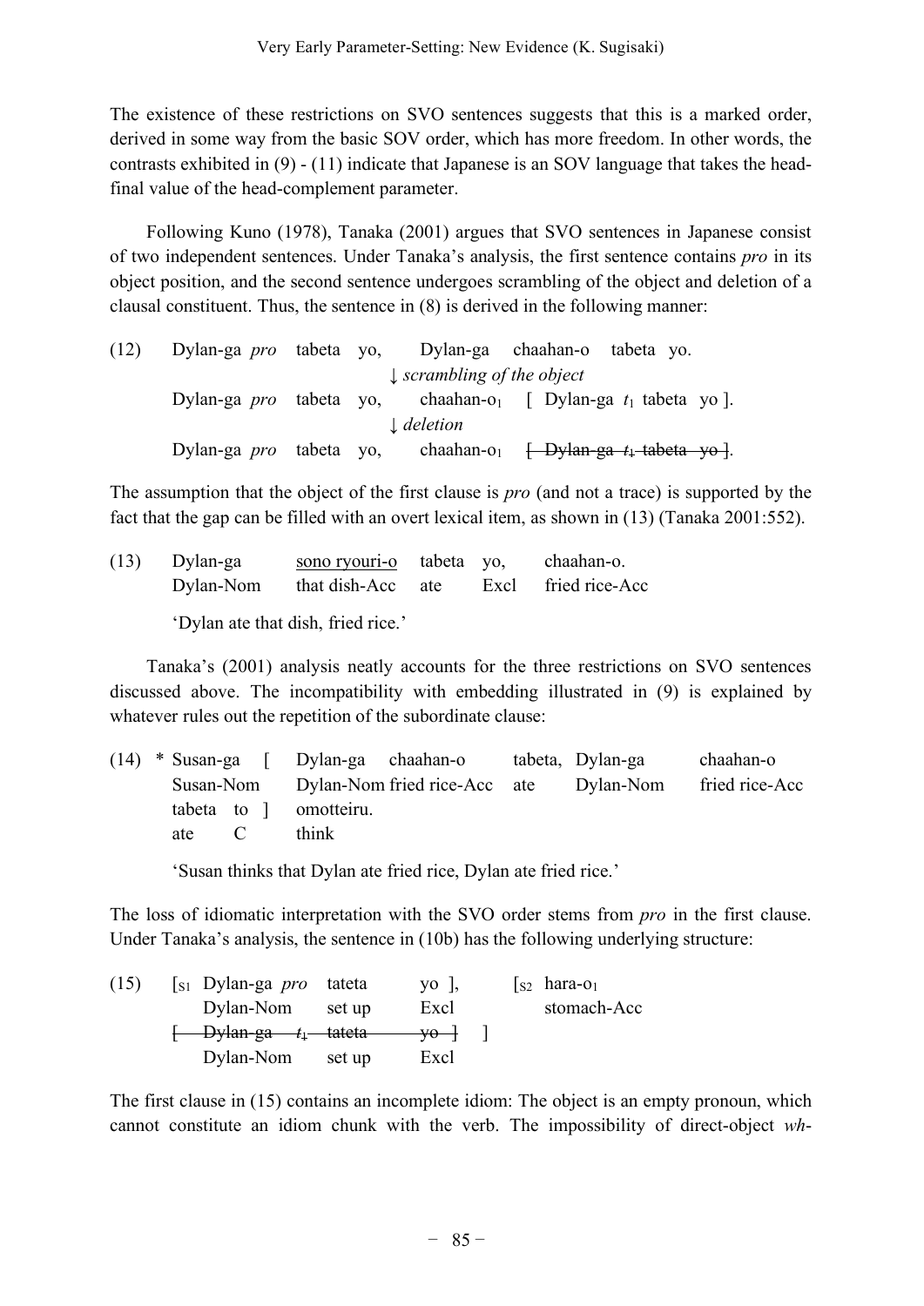The existence of these restrictions on SVO sentences suggests that this is a marked order, derived in some way from the basic SOV order, which has more freedom. In other words, the contrasts exhibited in (9) - (11) indicate that Japanese is an SOV language that takes the head-final value of the head-complement parameter.

Following Kuno (1978), Tanaka (2001) argues that SVO sentences in Japanese consist of two independent sentences. Under Tanaka's analysis, the first sentence contains *pro* in its object position, and the second sentence undergoes scrambling of the object and deletion of a clausal constituent. Thus, the sentence in (8) is derived in the following manner:

(12) Dylan-ga *pro* tabeta yo, Dylan-ga chaahan-o tabeta yo.
↓ *scrambling of the object*
Dylan-ga *pro* tabeta yo, chaahan-o$_1$ [ Dylan-ga $t_1$ tabeta yo ].
↓ *deletion*
Dylan-ga *pro* tabeta yo, chaahan-o$_1$ ~~[ Dylan-ga $t_1$ tabeta yo ]~~.

The assumption that the object of the first clause is *pro* (and not a trace) is supported by the fact that the gap can be filled with an overt lexical item, as shown in (13) (Tanaka 2001:552).

(13) Dylan-ga <u>sono ryouri-o</u> tabeta yo, chaahan-o.
Dylan-Nom that dish-Acc ate Excl fried rice-Acc

'Dylan ate that dish, fried rice.'

Tanaka's (2001) analysis neatly accounts for the three restrictions on SVO sentences discussed above. The incompatibility with embedding illustrated in (9) is explained by whatever rules out the repetition of the subordinate clause:

(14) \* Susan-ga [ Dylan-ga chaahan-o tabeta, Dylan-ga chaahan-o tabeta to ] omotteiru.
Susan-Nom Dylan-Nom fried rice-Acc ate Dylan-Nom fried rice-Acc ate C think

'Susan thinks that Dylan ate fried rice, Dylan ate fried rice.'

The loss of idiomatic interpretation with the SVO order stems from *pro* in the first clause. Under Tanaka's analysis, the sentence in (10b) has the following underlying structure:

(15) [$_{S1}$ Dylan-ga *pro* tateta yo ], [$_{S2}$ hara-o$_1$
Dylan-Nom set up Excl stomach-Acc
~~[ Dylan-ga $t_1$ tateta yo ]~~ ]
Dylan-Nom set up Excl

The first clause in (15) contains an incomplete idiom: The object is an empty pronoun, which cannot constitute an idiom chunk with the verb. The impossibility of direct-object *wh*-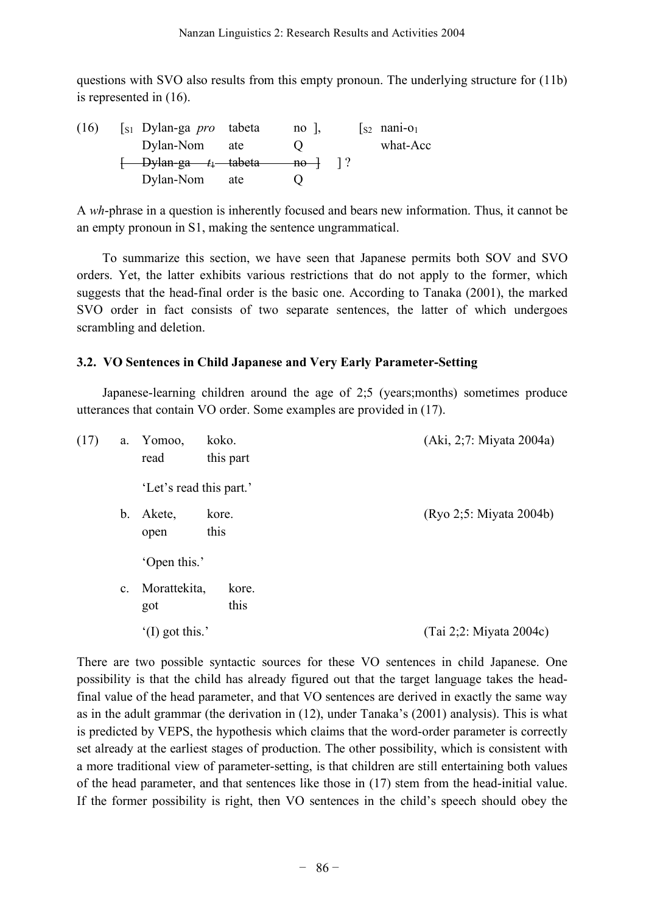questions with SVO also results from this empty pronoun. The underlying structure for (11b) is represented in (16).

(16) [$_{S1}$ Dylan-ga *pro* tabeta no ], [$_{S2}$ nani-o$_1$
 Dylan-Nom ate Q what-Acc
 ~~[ Dylan-ga $t_1$ tabeta no ]~~ ] ?
 Dylan-Nom ate Q

A *wh*-phrase in a question is inherently focused and bears new information. Thus, it cannot be an empty pronoun in S1, making the sentence ungrammatical.

To summarize this section, we have seen that Japanese permits both SOV and SVO orders. Yet, the latter exhibits various restrictions that do not apply to the former, which suggests that the head-final order is the basic one. According to Tanaka (2001), the marked SVO order in fact consists of two separate sentences, the latter of which undergoes scrambling and deletion.

### 3.2. VO Sentences in Child Japanese and Very Early Parameter-Setting

Japanese-learning children around the age of 2;5 (years;months) sometimes produce utterances that contain VO order. Some examples are provided in (17).

(17) a. Yomoo, koko. (Aki, 2;7: Miyata 2004a)
 read this part
 'Let's read this part.'

 b. Akete, kore. (Ryo 2;5: Miyata 2004b)
 open this
 'Open this.'

 c. Morattekita, kore.
 got this
 '(I) got this.' (Tai 2;2: Miyata 2004c)

There are two possible syntactic sources for these VO sentences in child Japanese. One possibility is that the child has already figured out that the target language takes the head-final value of the head parameter, and that VO sentences are derived in exactly the same way as in the adult grammar (the derivation in (12), under Tanaka's (2001) analysis). This is what is predicted by VEPS, the hypothesis which claims that the word-order parameter is correctly set already at the earliest stages of production. The other possibility, which is consistent with a more traditional view of parameter-setting, is that children are still entertaining both values of the head parameter, and that sentences like those in (17) stem from the head-initial value. If the former possibility is right, then VO sentences in the child's speech should obey the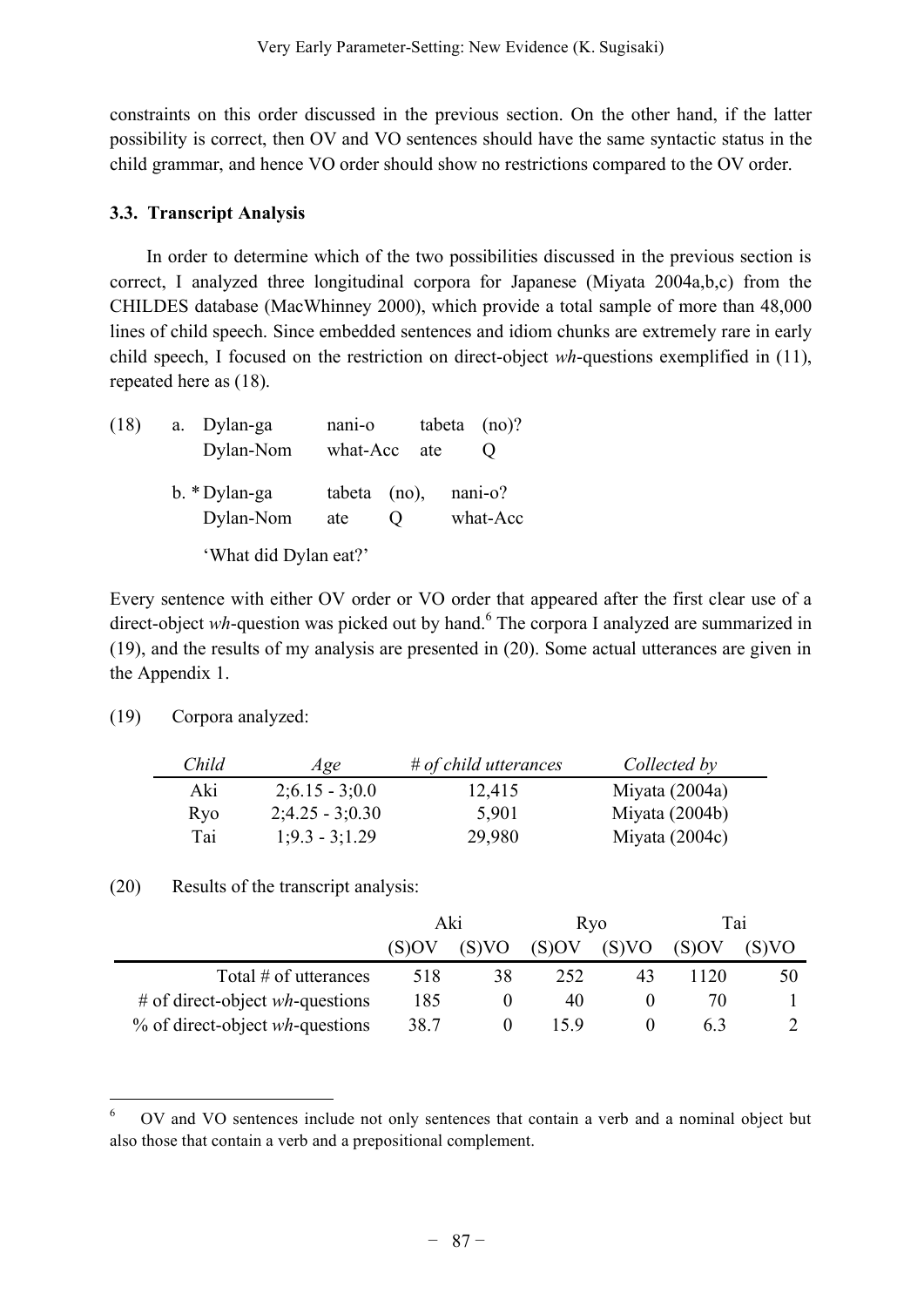constraints on this order discussed in the previous section. On the other hand, if the latter possibility is correct, then OV and VO sentences should have the same syntactic status in the child grammar, and hence VO order should show no restrictions compared to the OV order.

### 3.3. Transcript Analysis

In order to determine which of the two possibilities discussed in the previous section is correct, I analyzed three longitudinal corpora for Japanese (Miyata 2004a,b,c) from the CHILDES database (MacWhinney 2000), which provide a total sample of more than 48,000 lines of child speech. Since embedded sentences and idiom chunks are extremely rare in early child speech, I focused on the restriction on direct-object *wh*-questions exemplified in (11), repeated here as (18).

(18) a. Dylan-ga nani-o tabeta (no)?
   Dylan-Nom what-Acc ate Q

b. * Dylan-ga tabeta (no), nani-o?
   Dylan-Nom ate Q what-Acc

'What did Dylan eat?'

Every sentence with either OV order or VO order that appeared after the first clear use of a direct-object *wh*-question was picked out by hand.[6] The corpora I analyzed are summarized in (19), and the results of my analysis are presented in (20). Some actual utterances are given in the Appendix 1.

(19) Corpora analyzed:

| *Child* | *Age* | *# of child utterances* | *Collected by* |
|---|---|---|---|
| Aki | 2;6.15 - 3;0.0 | 12,415 | Miyata (2004a) |
| Ryo | 2;4.25 - 3;0.30 | 5,901 | Miyata (2004b) |
| Tai | 1;9.3 - 3;1.29 | 29,980 | Miyata (2004c) |

(20) Results of the transcript analysis:

| | Aki | | Ryo | | Tai | |
|---|---|---|---|---|---|---|
| | (S)OV | (S)VO | (S)OV | (S)VO | (S)OV | (S)VO |
| Total # of utterances | 518 | 38 | 252 | 43 | 1120 | 50 |
| # of direct-object *wh*-questions | 185 | 0 | 40 | 0 | 70 | 1 |
| % of direct-object *wh*-questions | 38.7 | 0 | 15.9 | 0 | 6.3 | 2 |

---

[6] OV and VO sentences include not only sentences that contain a verb and a nominal object but also those that contain a verb and a prepositional complement.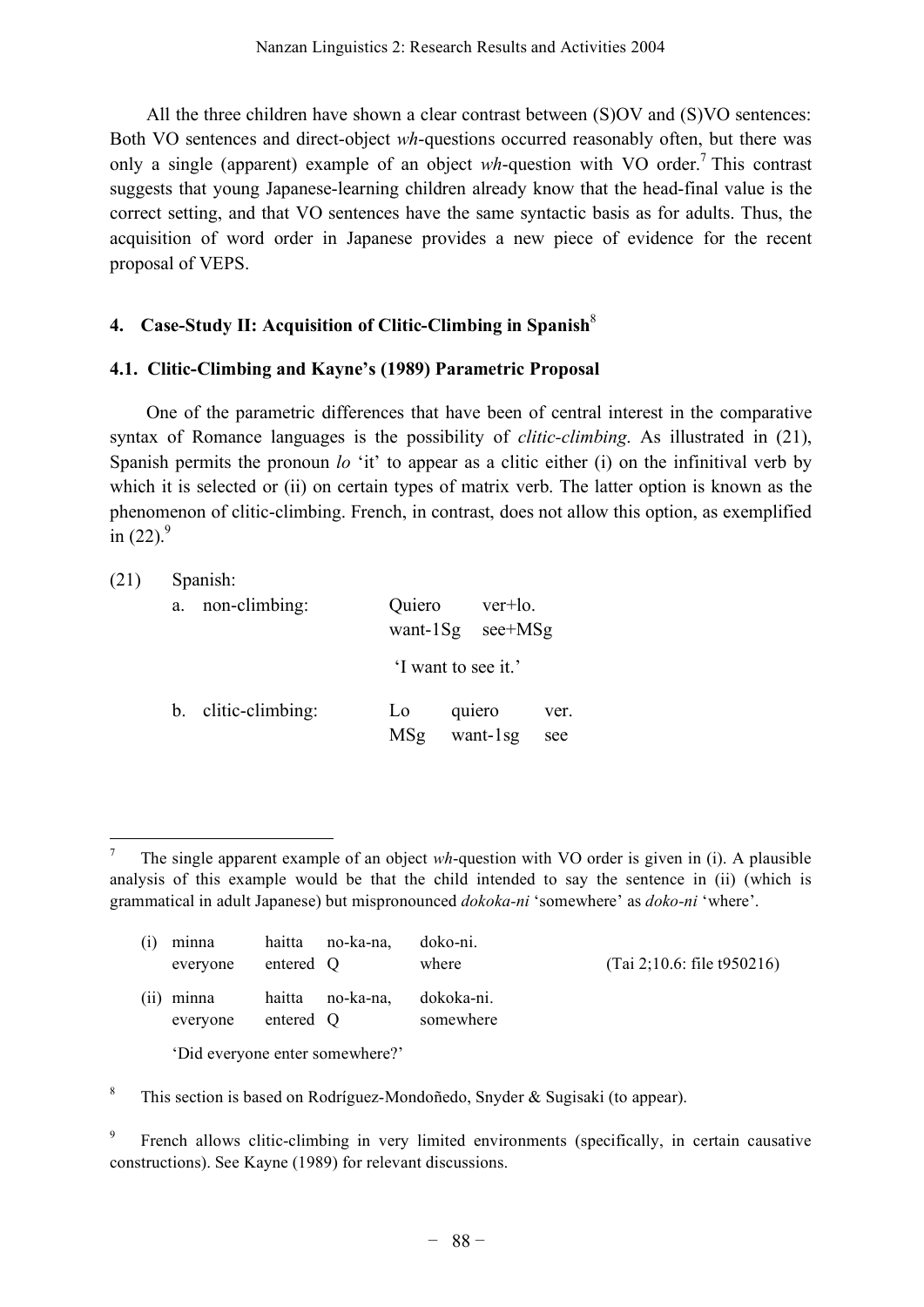All the three children have shown a clear contrast between (S)OV and (S)VO sentences: Both VO sentences and direct-object *wh*-questions occurred reasonably often, but there was only a single (apparent) example of an object *wh*-question with VO order.[7] This contrast suggests that young Japanese-learning children already know that the head-final value is the correct setting, and that VO sentences have the same syntactic basis as for adults. Thus, the acquisition of word order in Japanese provides a new piece of evidence for the recent proposal of VEPS.

## 4. Case-Study II: Acquisition of Clitic-Climbing in Spanish[8]

### 4.1. Clitic-Climbing and Kayne's (1989) Parametric Proposal

One of the parametric differences that have been of central interest in the comparative syntax of Romance languages is the possibility of *clitic-climbing*. As illustrated in (21), Spanish permits the pronoun *lo* 'it' to appear as a clitic either (i) on the infinitival verb by which it is selected or (ii) on certain types of matrix verb. The latter option is known as the phenomenon of clitic-climbing. French, in contrast, does not allow this option, as exemplified in (22).[9]

(21) Spanish:

a. non-climbing: Quiero ver+lo.
   want-1Sg see+MSg
   'I want to see it.'

b. clitic-climbing: Lo quiero ver.
   MSg want-1sg see

---

[7] The single apparent example of an object *wh*-question with VO order is given in (i). A plausible analysis of this example would be that the child intended to say the sentence in (ii) (which is grammatical in adult Japanese) but mispronounced *dokoka-ni* 'somewhere' as *doko-ni* 'where'.

(i) minna haitta no-ka-na, doko-ni. (Tai 2;10.6: file t950216)
    everyone entered Q where

(ii) minna haitta no-ka-na, dokoka-ni.
     everyone entered Q somewhere
     'Did everyone enter somewhere?'

[8] This section is based on Rodríguez-Mondoñedo, Snyder & Sugisaki (to appear).

[9] French allows clitic-climbing in very limited environments (specifically, in certain causative constructions). See Kayne (1989) for relevant discussions.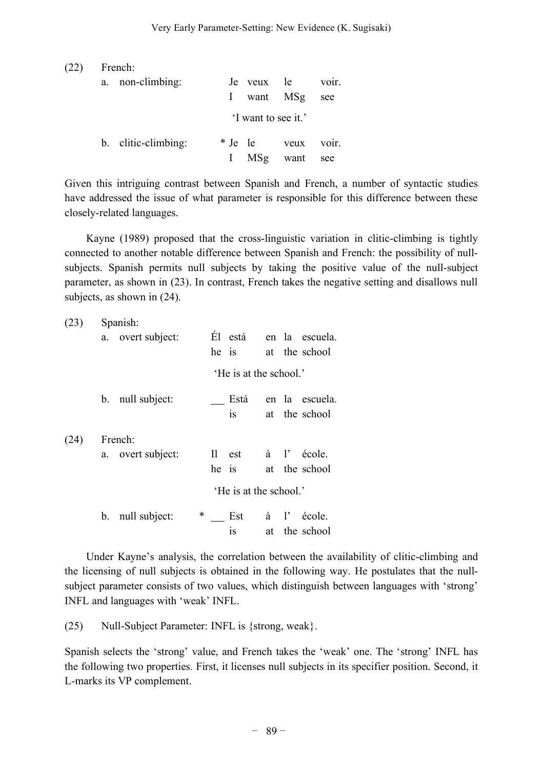(22) French:

a. non-climbing:

| | Je | veux | le | voir. |
|---|---|---|---|---|
| | I | want | MSg | see |

'I want to see it.'

b. clitic-climbing:

| * | Je | le | veux | voir. |
|---|---|---|---|---|
| | I | MSg | want | see |

Given this intriguing contrast between Spanish and French, a number of syntactic studies have addressed the issue of what parameter is responsible for this difference between these closely-related languages.

Kayne (1989) proposed that the cross-linguistic variation in clitic-climbing is tightly connected to another notable difference between Spanish and French: the possibility of null-subjects. Spanish permits null subjects by taking the positive value of the null-subject parameter, as shown in (23). In contrast, French takes the negative setting and disallows null subjects, as shown in (24).

(23) Spanish:

a. overt subject:

| Él | está | en | la | escuela. |
|---|---|---|---|---|
| he | is | at | the | school |

'He is at the school.'

b. null subject:

| ___ | Está | en | la | escuela. |
|---|---|---|---|---|
| | is | at | the | school |

(24) French:

a. overt subject:

| Il | est | à | l' | école. |
|---|---|---|---|---|
| he | is | at | the | school |

'He is at the school.'

b. null subject:

| * ___ | Est | à | l' | école. |
|---|---|---|---|---|
| | is | at | the | school |

Under Kayne's analysis, the correlation between the availability of clitic-climbing and the licensing of null subjects is obtained in the following way. He postulates that the null-subject parameter consists of two values, which distinguish between languages with 'strong' INFL and languages with 'weak' INFL.

(25) Null-Subject Parameter: INFL is {strong, weak}.

Spanish selects the 'strong' value, and French takes the 'weak' one. The 'strong' INFL has the following two properties. First, it licenses null subjects in its specifier position. Second, it L-marks its VP complement.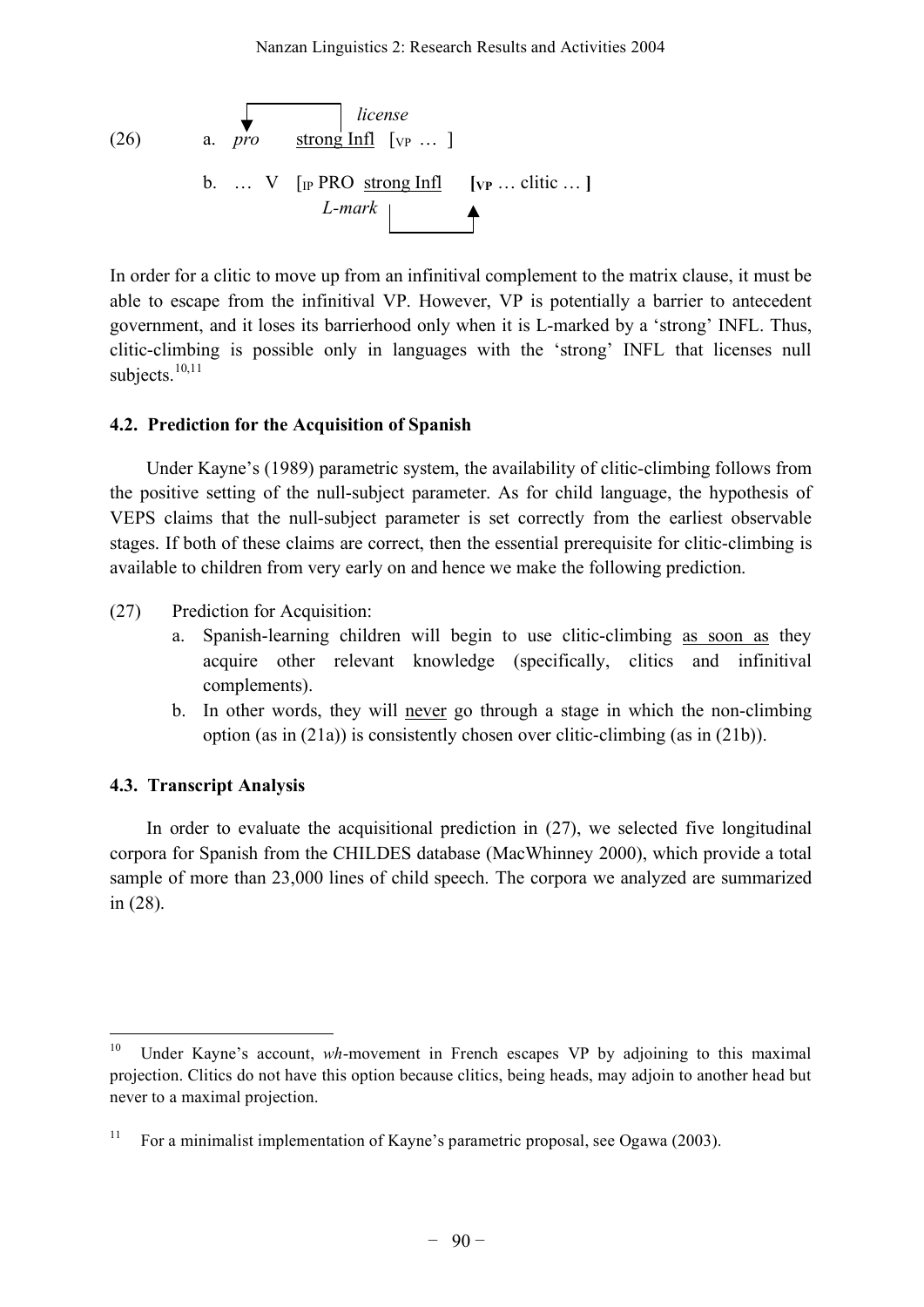(26) a. *pro* <u>strong Infl</u> [$_{VP}$ … ]   (*license*: strong Infl → *pro*)

b. … V [$_{IP}$ PRO <u>strong Infl</u> **[$_{VP}$** … clitic … **]**   (*L-mark*: strong Infl → VP)

In order for a clitic to move up from an infinitival complement to the matrix clause, it must be able to escape from the infinitival VP. However, VP is potentially a barrier to antecedent government, and it loses its barrierhood only when it is L-marked by a 'strong' INFL. Thus, clitic-climbing is possible only in languages with the 'strong' INFL that licenses null subjects.[10,11]

### 4.2. Prediction for the Acquisition of Spanish

Under Kayne's (1989) parametric system, the availability of clitic-climbing follows from the positive setting of the null-subject parameter. As for child language, the hypothesis of VEPS claims that the null-subject parameter is set correctly from the earliest observable stages. If both of these claims are correct, then the essential prerequisite for clitic-climbing is available to children from very early on and hence we make the following prediction.

(27) Prediction for Acquisition:

a. Spanish-learning children will begin to use clitic-climbing <u>as soon as</u> they acquire other relevant knowledge (specifically, clitics and infinitival complements).

b. In other words, they will <u>never</u> go through a stage in which the non-climbing option (as in (21a)) is consistently chosen over clitic-climbing (as in (21b)).

### 4.3. Transcript Analysis

In order to evaluate the acquisitional prediction in (27), we selected five longitudinal corpora for Spanish from the CHILDES database (MacWhinney 2000), which provide a total sample of more than 23,000 lines of child speech. The corpora we analyzed are summarized in (28).

---

[10] Under Kayne's account, *wh*-movement in French escapes VP by adjoining to this maximal projection. Clitics do not have this option because clitics, being heads, may adjoin to another head but never to a maximal projection.

[11] For a minimalist implementation of Kayne's parametric proposal, see Ogawa (2003).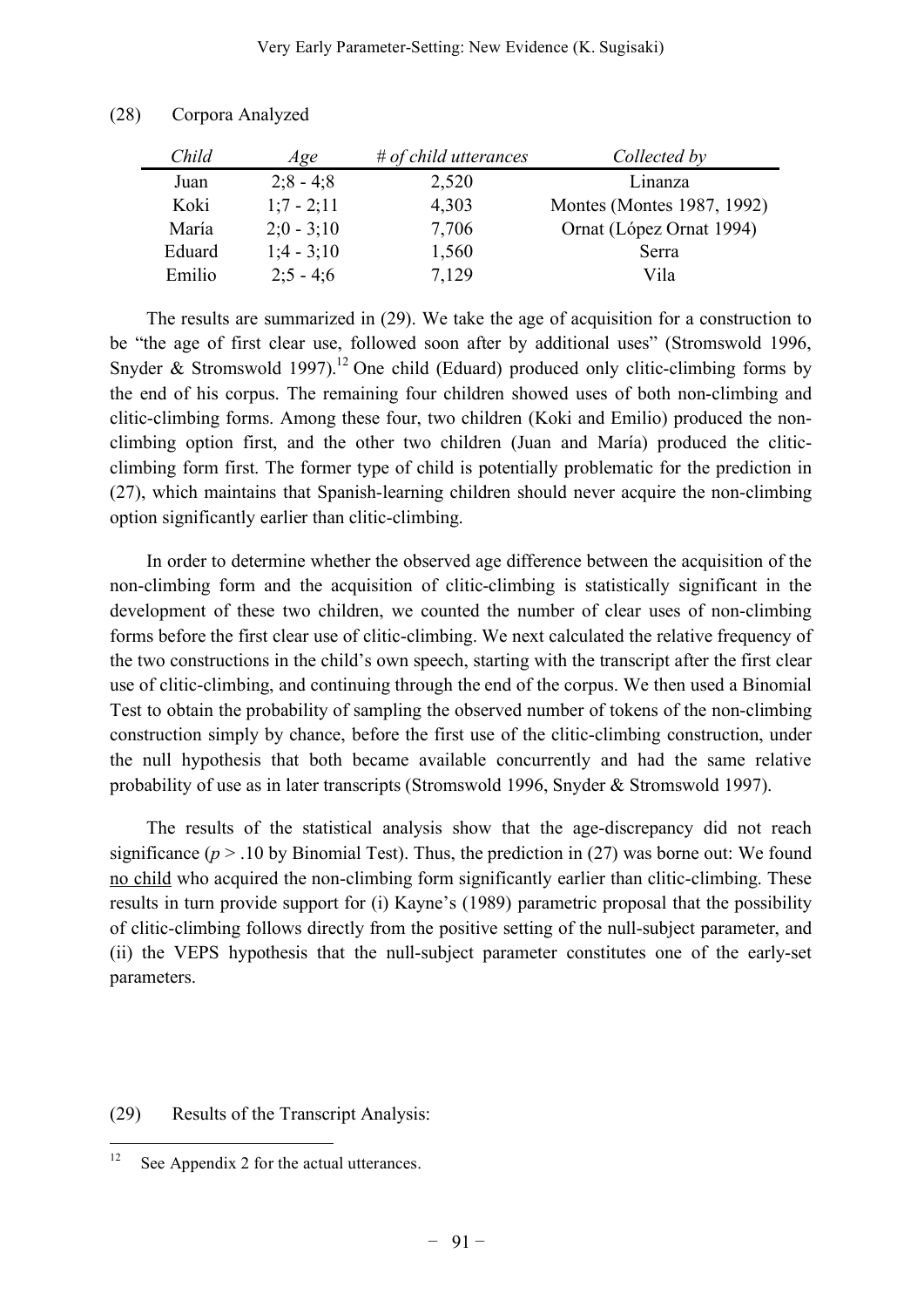(28) Corpora Analyzed

| *Child* | *Age* | *# of child utterances* | *Collected by* |
|---|---|---|---|
| Juan | 2;8 - 4;8 | 2,520 | Linanza |
| Koki | 1;7 - 2;11 | 4,303 | Montes (Montes 1987, 1992) |
| María | 2;0 - 3;10 | 7,706 | Ornat (López Ornat 1994) |
| Eduard | 1;4 - 3;10 | 1,560 | Serra |
| Emilio | 2;5 - 4;6 | 7,129 | Vila |

The results are summarized in (29). We take the age of acquisition for a construction to be "the age of first clear use, followed soon after by additional uses" (Stromswold 1996, Snyder & Stromswold 1997).[12] One child (Eduard) produced only clitic-climbing forms by the end of his corpus. The remaining four children showed uses of both non-climbing and clitic-climbing forms. Among these four, two children (Koki and Emilio) produced the non-climbing option first, and the other two children (Juan and María) produced the clitic-climbing form first. The former type of child is potentially problematic for the prediction in (27), which maintains that Spanish-learning children should never acquire the non-climbing option significantly earlier than clitic-climbing.

In order to determine whether the observed age difference between the acquisition of the non-climbing form and the acquisition of clitic-climbing is statistically significant in the development of these two children, we counted the number of clear uses of non-climbing forms before the first clear use of clitic-climbing. We next calculated the relative frequency of the two constructions in the child's own speech, starting with the transcript after the first clear use of clitic-climbing, and continuing through the end of the corpus. We then used a Binomial Test to obtain the probability of sampling the observed number of tokens of the non-climbing construction simply by chance, before the first use of the clitic-climbing construction, under the null hypothesis that both became available concurrently and had the same relative probability of use as in later transcripts (Stromswold 1996, Snyder & Stromswold 1997).

The results of the statistical analysis show that the age-discrepancy did not reach significance ($p > .10$ by Binomial Test). Thus, the prediction in (27) was borne out: We found no child who acquired the non-climbing form significantly earlier than clitic-climbing. These results in turn provide support for (i) Kayne's (1989) parametric proposal that the possibility of clitic-climbing follows directly from the positive setting of the null-subject parameter, and (ii) the VEPS hypothesis that the null-subject parameter constitutes one of the early-set parameters.

(29) Results of the Transcript Analysis:

[12] See Appendix 2 for the actual utterances.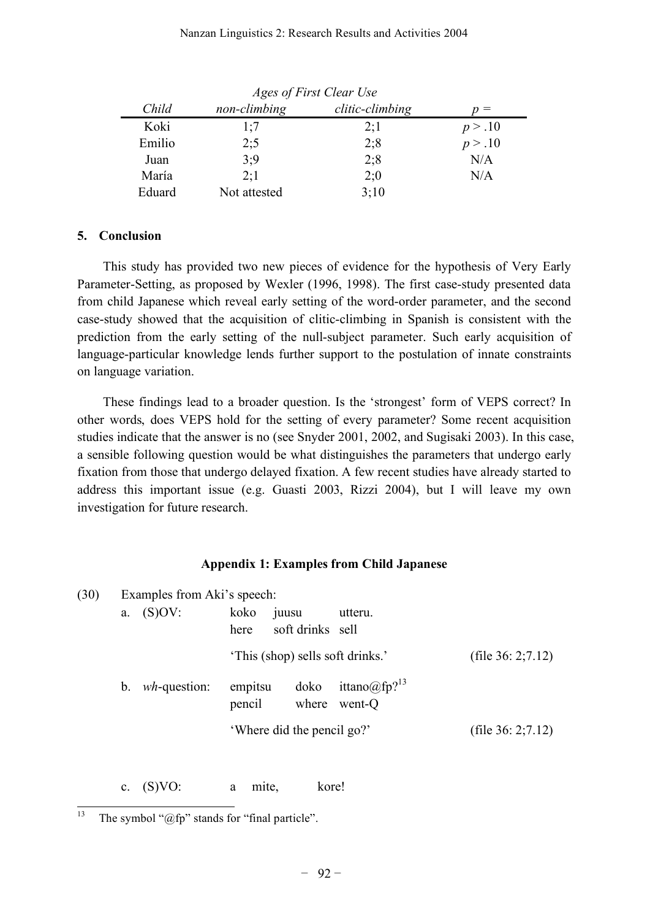| | *Ages of First Clear Use* | | |
|---|---|---|---|
| *Child* | *non-climbing* | *clitic-climbing* | $p =$ |
| Koki | 1;7 | 2;1 | $p > .10$ |
| Emilio | 2;5 | 2;8 | $p > .10$ |
| Juan | 3;9 | 2;8 | N/A |
| María | 2;1 | 2;0 | N/A |
| Eduard | Not attested | 3;10 | |

## 5. Conclusion

This study has provided two new pieces of evidence for the hypothesis of Very Early Parameter-Setting, as proposed by Wexler (1996, 1998). The first case-study presented data from child Japanese which reveal early setting of the word-order parameter, and the second case-study showed that the acquisition of clitic-climbing in Spanish is consistent with the prediction from the early setting of the null-subject parameter. Such early acquisition of language-particular knowledge lends further support to the postulation of innate constraints on language variation.

These findings lead to a broader question. Is the 'strongest' form of VEPS correct? In other words, does VEPS hold for the setting of every parameter? Some recent acquisition studies indicate that the answer is no (see Snyder 2001, 2002, and Sugisaki 2003). In this case, a sensible following question would be what distinguishes the parameters that undergo early fixation from those that undergo delayed fixation. A few recent studies have already started to address this important issue (e.g. Guasti 2003, Rizzi 2004), but I will leave my own investigation for future research.

### Appendix 1: Examples from Child Japanese

(30) Examples from Aki's speech:

a. (S)OV: koko juusu utteru.
here soft drinks sell
'This (shop) sells soft drinks.' (file 36: 2;7.12)

b. *wh*-question: empitsu doko ittano@fp?[13]
pencil where went-Q
'Where did the pencil go?' (file 36: 2;7.12)

c. (S)VO: a mite, kore!

[13] The symbol "@fp" stands for "final particle".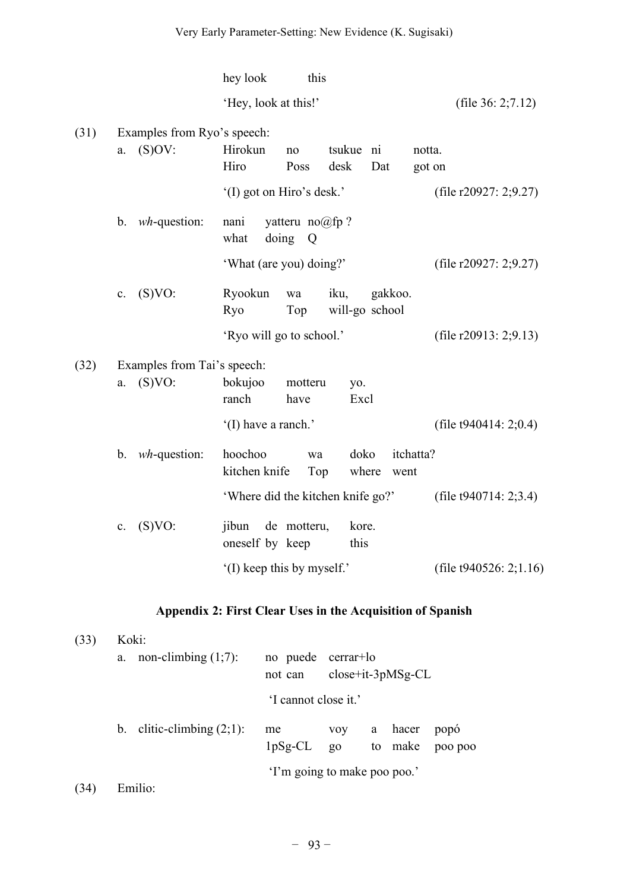hey look this

'Hey, look at this!' (file 36: 2;7.12)

(31) Examples from Ryo's speech:

a. (S)OV: Hirokun no tsukue ni notta.
Hiro Poss desk Dat got on

'(I) got on Hiro's desk.' (file r20927: 2;9.27)

b. *wh*-question: nani yatteru no@fp ?
what doing Q

'What (are you) doing?' (file r20927: 2;9.27)

c. (S)VO: Ryookun wa iku, gakkoo.
Ryo Top will-go school

'Ryo will go to school.' (file r20913: 2;9.13)

(32) Examples from Tai's speech:

a. (S)VO: bokujoo motteru yo.
ranch have Excl

'(I) have a ranch.' (file t940414: 2;0.4)

b. *wh*-question: hoochoo wa doko itchatta?
kitchen knife Top where went

'Where did the kitchen knife go?' (file t940714: 2;3.4)

c. (S)VO: jibun de motteru, kore.
oneself by keep this

'(I) keep this by myself.' (file t940526: 2;1.16)

## Appendix 2: First Clear Uses in the Acquisition of Spanish

(33) Koki:

a. non-climbing (1;7): no puede cerrar+lo
not can close+it-3pMSg-CL

'I cannot close it.'

b. clitic-climbing (2;1): me voy a hacer popó
1pSg-CL go to make poo poo

'I'm going to make poo poo.'

(34) Emilio: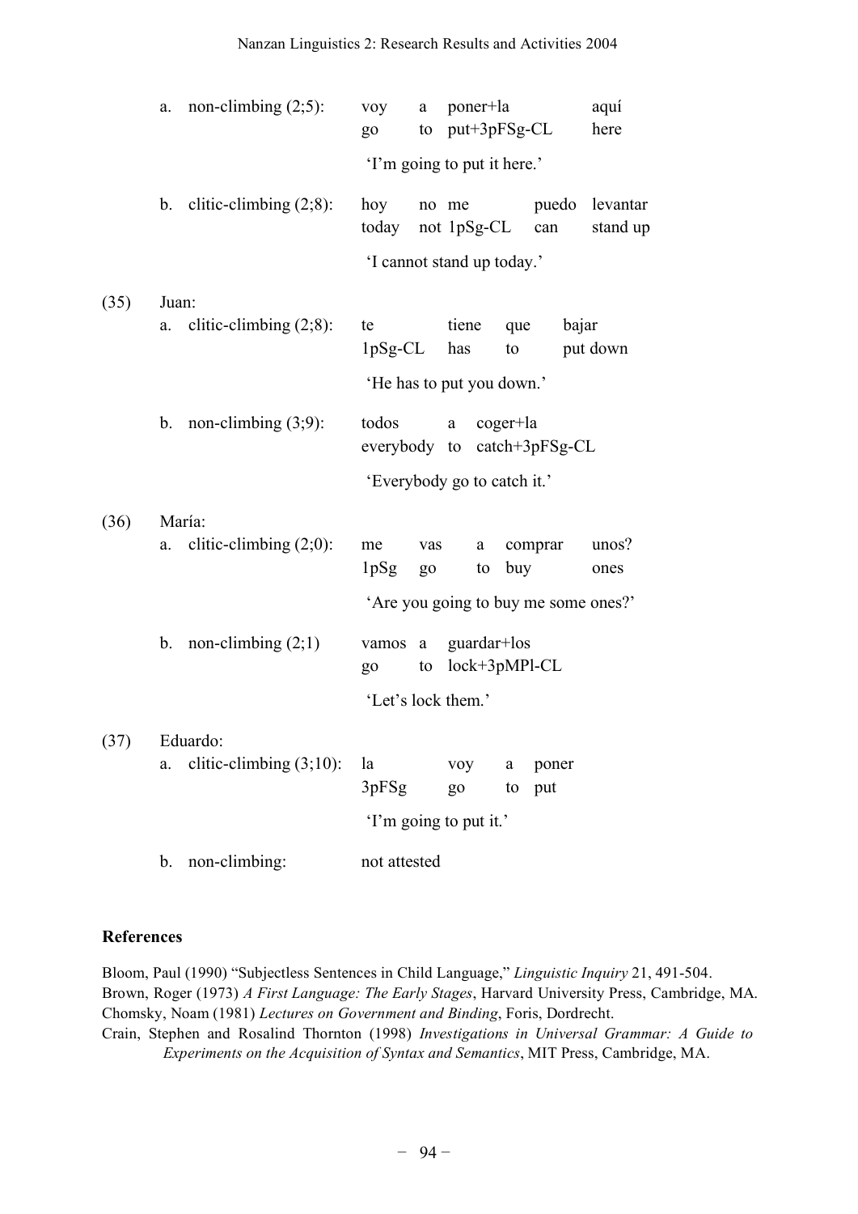a. non-climbing (2;5): voy a poner+la aquí
   go to put+3pFSg-CL here

   'I'm going to put it here.'

b. clitic-climbing (2;8): hoy no me puedo levantar
   today not 1pSg-CL can stand up

   'I cannot stand up today.'

(35) Juan:

a. clitic-climbing (2;8): te tiene que bajar
   1pSg-CL has to put down

   'He has to put you down.'

b. non-climbing (3;9): todos a coger+la
   everybody to catch+3pFSg-CL

   'Everybody go to catch it.'

(36) María:

a. clitic-climbing (2;0): me vas a comprar unos?
   1pSg go to buy ones

   'Are you going to buy me some ones?'

b. non-climbing (2;1) vamos a guardar+los
   go to lock+3pMPl-CL

   'Let's lock them.'

(37) Eduardo:

a. clitic-climbing (3;10): la voy a poner
   3pFSg go to put

   'I'm going to put it.'

b. non-climbing: not attested

## References

Bloom, Paul (1990) "Subjectless Sentences in Child Language," *Linguistic Inquiry* 21, 491-504.

Brown, Roger (1973) *A First Language: The Early Stages*, Harvard University Press, Cambridge, MA.

Chomsky, Noam (1981) *Lectures on Government and Binding*, Foris, Dordrecht.

Crain, Stephen and Rosalind Thornton (1998) *Investigations in Universal Grammar: A Guide to Experiments on the Acquisition of Syntax and Semantics*, MIT Press, Cambridge, MA.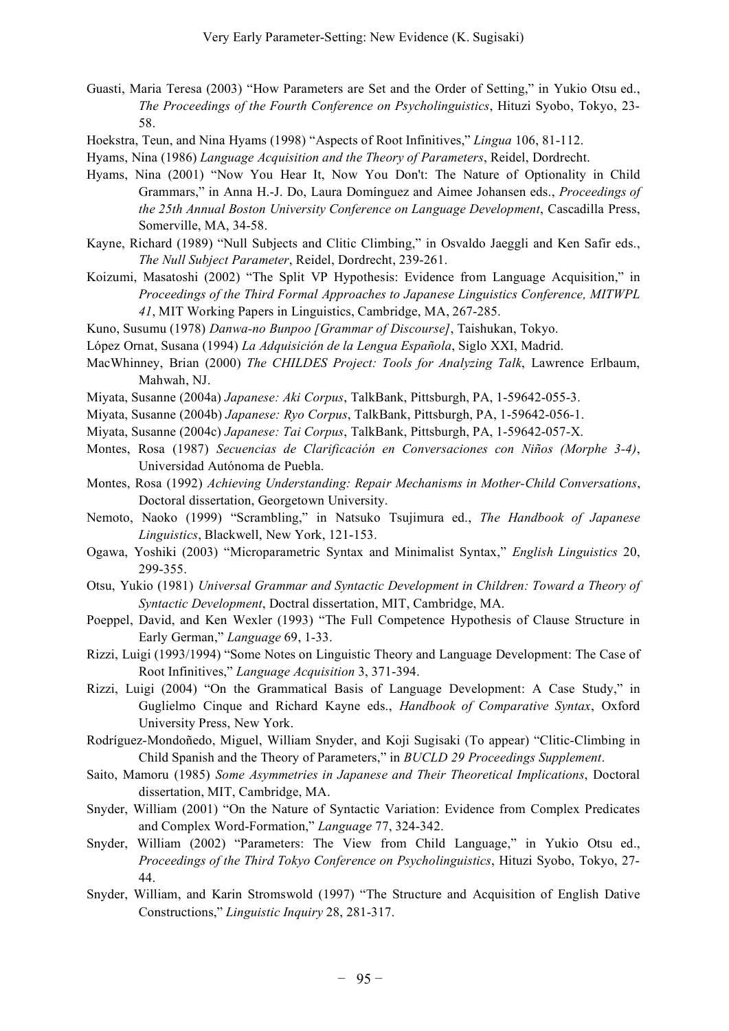Guasti, Maria Teresa (2003) "How Parameters are Set and the Order of Setting," in Yukio Otsu ed., *The Proceedings of the Fourth Conference on Psycholinguistics*, Hituzi Syobo, Tokyo, 23-58.

Hoekstra, Teun, and Nina Hyams (1998) "Aspects of Root Infinitives," *Lingua* 106, 81-112.

Hyams, Nina (1986) *Language Acquisition and the Theory of Parameters*, Reidel, Dordrecht.

Hyams, Nina (2001) "Now You Hear It, Now You Don't: The Nature of Optionality in Child Grammars," in Anna H.-J. Do, Laura Domínguez and Aimee Johansen eds., *Proceedings of the 25th Annual Boston University Conference on Language Development*, Cascadilla Press, Somerville, MA, 34-58.

Kayne, Richard (1989) "Null Subjects and Clitic Climbing," in Osvaldo Jaeggli and Ken Safir eds., *The Null Subject Parameter*, Reidel, Dordrecht, 239-261.

Koizumi, Masatoshi (2002) "The Split VP Hypothesis: Evidence from Language Acquisition," in *Proceedings of the Third Formal Approaches to Japanese Linguistics Conference, MITWPL 41*, MIT Working Papers in Linguistics, Cambridge, MA, 267-285.

Kuno, Susumu (1978) *Danwa-no Bunpoo [Grammar of Discourse]*, Taishukan, Tokyo.

López Ornat, Susana (1994) *La Adquisición de la Lengua Española*, Siglo XXI, Madrid.

MacWhinney, Brian (2000) *The CHILDES Project: Tools for Analyzing Talk*, Lawrence Erlbaum, Mahwah, NJ.

Miyata, Susanne (2004a) *Japanese: Aki Corpus*, TalkBank, Pittsburgh, PA, 1-59642-055-3.

Miyata, Susanne (2004b) *Japanese: Ryo Corpus*, TalkBank, Pittsburgh, PA, 1-59642-056-1.

Miyata, Susanne (2004c) *Japanese: Tai Corpus*, TalkBank, Pittsburgh, PA, 1-59642-057-X.

Montes, Rosa (1987) *Secuencias de Clarificación en Conversaciones con Niños (Morphe 3-4)*, Universidad Autónoma de Puebla.

Montes, Rosa (1992) *Achieving Understanding: Repair Mechanisms in Mother-Child Conversations*, Doctoral dissertation, Georgetown University.

Nemoto, Naoko (1999) "Scrambling," in Natsuko Tsujimura ed., *The Handbook of Japanese Linguistics*, Blackwell, New York, 121-153.

Ogawa, Yoshiki (2003) "Microparametric Syntax and Minimalist Syntax," *English Linguistics* 20, 299-355.

Otsu, Yukio (1981) *Universal Grammar and Syntactic Development in Children: Toward a Theory of Syntactic Development*, Doctral dissertation, MIT, Cambridge, MA.

Poeppel, David, and Ken Wexler (1993) "The Full Competence Hypothesis of Clause Structure in Early German," *Language* 69, 1-33.

Rizzi, Luigi (1993/1994) "Some Notes on Linguistic Theory and Language Development: The Case of Root Infinitives," *Language Acquisition* 3, 371-394.

Rizzi, Luigi (2004) "On the Grammatical Basis of Language Development: A Case Study," in Guglielmo Cinque and Richard Kayne eds., *Handbook of Comparative Syntax*, Oxford University Press, New York.

Rodríguez-Mondoñedo, Miguel, William Snyder, and Koji Sugisaki (To appear) "Clitic-Climbing in Child Spanish and the Theory of Parameters," in *BUCLD 29 Proceedings Supplement*.

Saito, Mamoru (1985) *Some Asymmetries in Japanese and Their Theoretical Implications*, Doctoral dissertation, MIT, Cambridge, MA.

Snyder, William (2001) "On the Nature of Syntactic Variation: Evidence from Complex Predicates and Complex Word-Formation," *Language* 77, 324-342.

Snyder, William (2002) "Parameters: The View from Child Language," in Yukio Otsu ed., *Proceedings of the Third Tokyo Conference on Psycholinguistics*, Hituzi Syobo, Tokyo, 27-44.

Snyder, William, and Karin Stromswold (1997) "The Structure and Acquisition of English Dative Constructions," *Linguistic Inquiry* 28, 281-317.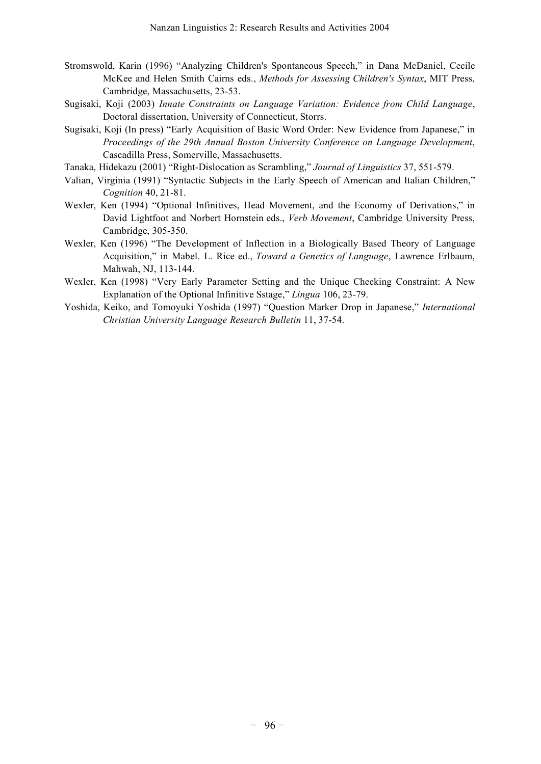Stromswold, Karin (1996) "Analyzing Children's Spontaneous Speech," in Dana McDaniel, Cecile McKee and Helen Smith Cairns eds., *Methods for Assessing Children's Syntax*, MIT Press, Cambridge, Massachusetts, 23-53.

Sugisaki, Koji (2003) *Innate Constraints on Language Variation: Evidence from Child Language*, Doctoral dissertation, University of Connecticut, Storrs.

Sugisaki, Koji (In press) "Early Acquisition of Basic Word Order: New Evidence from Japanese," in *Proceedings of the 29th Annual Boston University Conference on Language Development*, Cascadilla Press, Somerville, Massachusetts.

Tanaka, Hidekazu (2001) "Right-Dislocation as Scrambling," *Journal of Linguistics* 37, 551-579.

Valian, Virginia (1991) "Syntactic Subjects in the Early Speech of American and Italian Children," *Cognition* 40, 21-81.

Wexler, Ken (1994) "Optional Infinitives, Head Movement, and the Economy of Derivations," in David Lightfoot and Norbert Hornstein eds., *Verb Movement*, Cambridge University Press, Cambridge, 305-350.

Wexler, Ken (1996) "The Development of Inflection in a Biologically Based Theory of Language Acquisition," in Mabel. L. Rice ed., *Toward a Genetics of Language*, Lawrence Erlbaum, Mahwah, NJ, 113-144.

Wexler, Ken (1998) "Very Early Parameter Setting and the Unique Checking Constraint: A New Explanation of the Optional Infinitive Sstage," *Lingua* 106, 23-79.

Yoshida, Keiko, and Tomoyuki Yoshida (1997) "Question Marker Drop in Japanese," *International Christian University Language Research Bulletin* 11, 37-54.